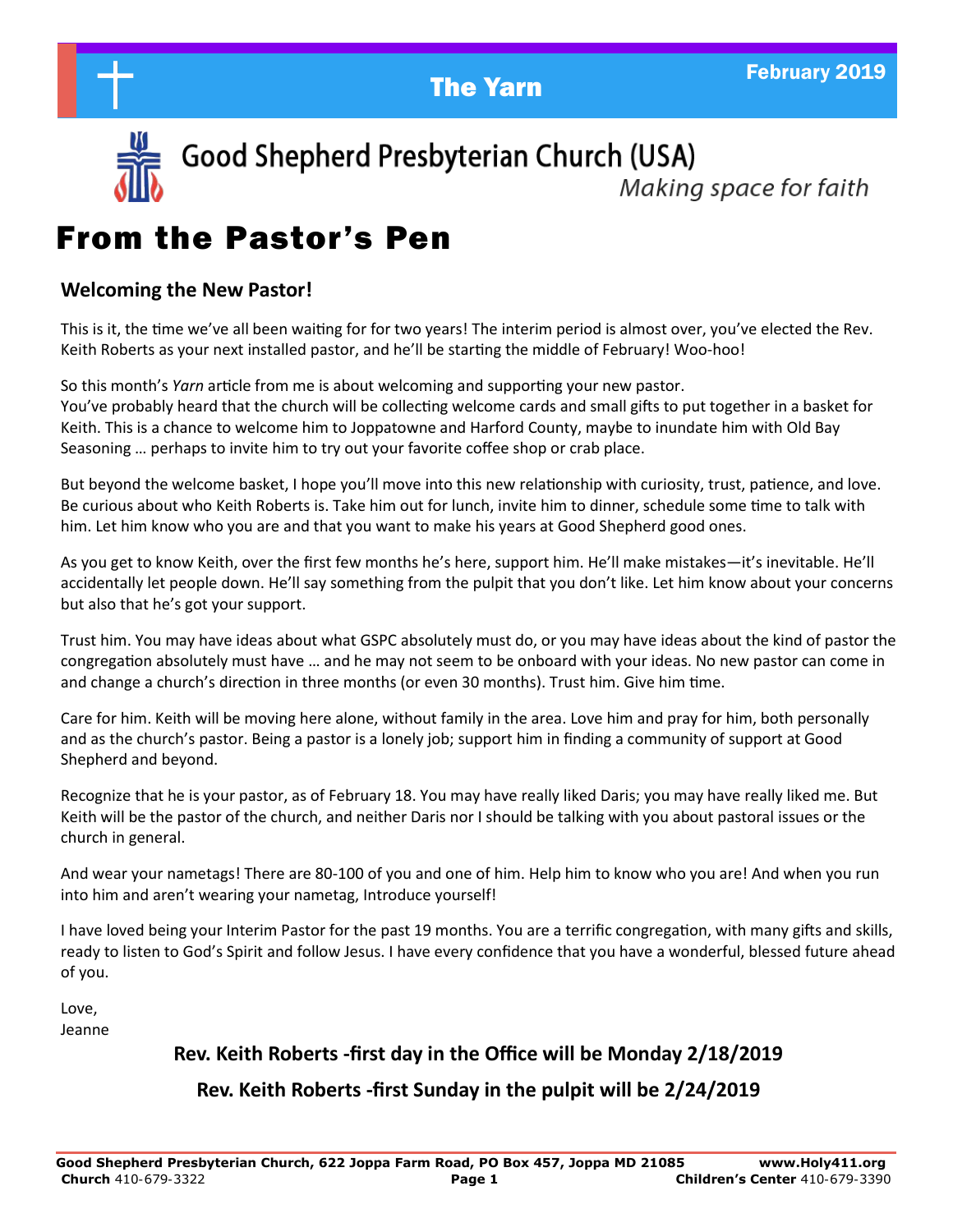# The Yarn

February 2019

## Good Shepherd Presbyterian Church (USA)

*Making space for faith*

# From the Pastor's Pen

### Welcoming the New Pastor!

This is it, the time we've all been waiting for for two years! The interim period is almost over, you've elected the Rev. Keith Roberts as your next installed pastor, and he'll be starting the middle of February! Woo-hoo!

So this month's *Yarn* article from me is about welcoming and supporting your new pastor. You've probably heard that the church will be collecting welcome cards and small gifts to put together in a basket for Keith. This is a chance to welcome him to Joppatowne and Harford County, maybe to inundate him with Old Bay Seasoning … perhaps to invite him to try out your favorite coffee shop or crab place.

But beyond the welcome basket, I hope you'll move into this new relationship with curiosity, trust, patience, and love. Be curious about who Keith Roberts is. Take him out for lunch, invite him to dinner, schedule some time to talk with him. Let him know who you are and that you want to make his years at Good Shepherd good ones.

As you get to know Keith, over the first few months he's here, support him. He'll make mistakes—it's inevitable. He'll accidentally let people down. He'll say something from the pulpit that you don't like. Let him know about your concerns but also that he's got your support.

Trust him. You may have ideas about what GSPC absolutely must do, or you may have ideas about the kind of pastor the congregation absolutely must have … and he may not seem to be onboard with your ideas. No new pastor can come in and change a church's direction in three months (or even 30 months). Trust him. Give him time.

Care for him. Keith will be moving here alone, without family in the area. Love him and pray for him, both personally and as the church's pastor. Being a pastor is a lonely job; support him in finding a community of support at Good Shepherd and beyond.

Recognize that he is your pastor, as of February 18. You may have really liked Daris; you may have really liked me. But Keith will be the pastor of the church, and neither Daris nor I should be talking with you about pastoral issues or the church in general.

And wear your nametags! There are 80-100 of you and one of him. Help him to know who you are! And when you run into him and aren't wearing your nametag, Introduce yourself!

I have loved being your Interim Pastor for the past 19 months. You are a terrific congregation, with many gifts and skills, ready to listen to God's Spirit and follow Jesus. I have every confidence that you have a wonderful, blessed future ahead of you.

Love,
Jeanne

**Rev. Keith Roberts -first day in the Office will be Monday 2/18/2019**

**Rev. Keith Roberts -first Sunday in the pulpit will be 2/24/2019**

**Good Shepherd Presbyterian Church, 622 Joppa Farm Road, PO Box 457, Joppa MD 21085** **www.Holy411.org**
**Church** 410-679-3322 **Children's Center** 410-679-3390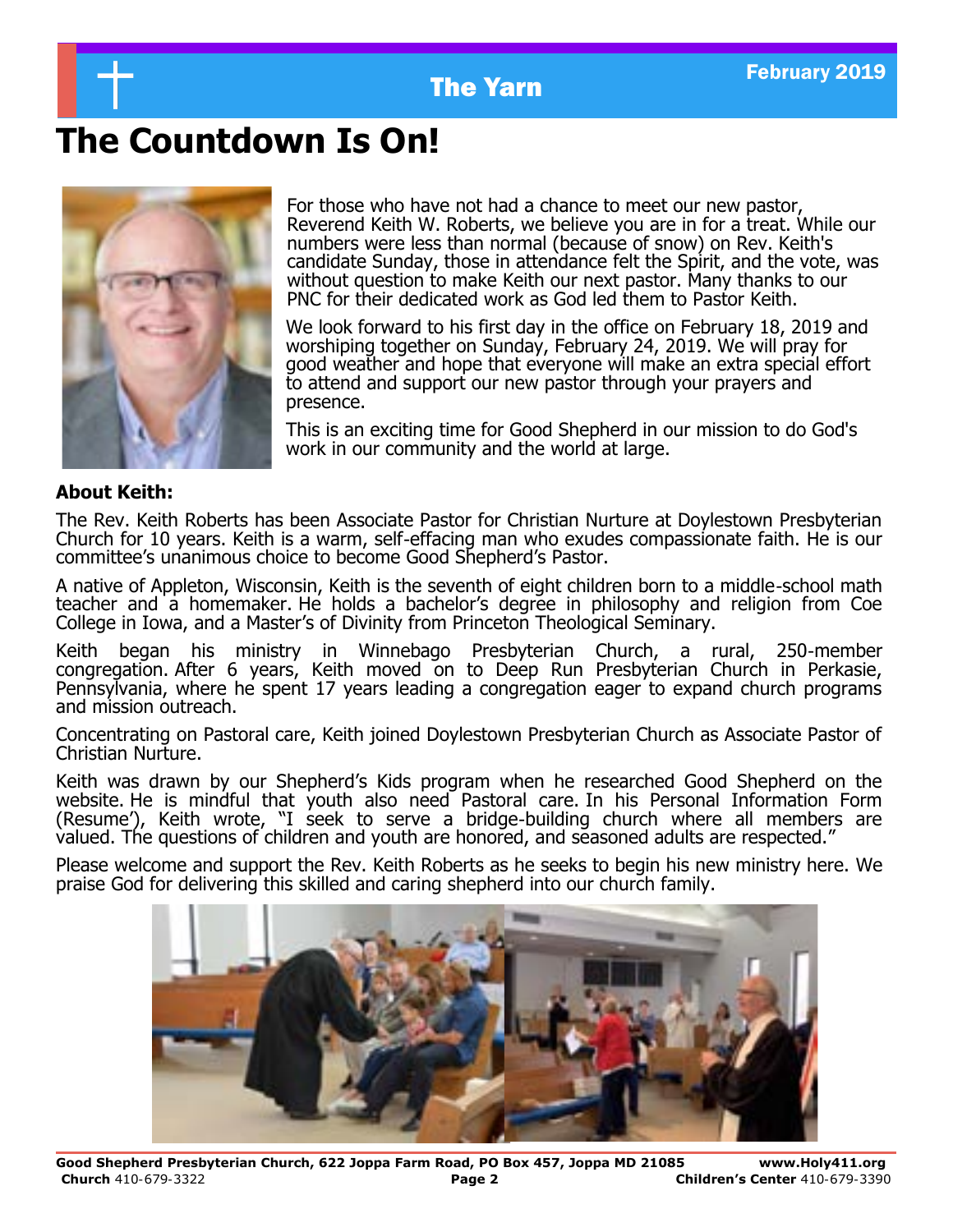# The Countdown Is On!

For those who have not had a chance to meet our new pastor, Reverend Keith W. Roberts, we believe you are in for a treat. While our numbers were less than normal (because of snow) on Rev. Keith's candidate Sunday, those in attendance felt the Spirit, and the vote, was without question to make Keith our next pastor. Many thanks to our PNC for their dedicated work as God led them to Pastor Keith.

We look forward to his first day in the office on February 18, 2019 and worshiping together on Sunday, February 24, 2019. We will pray for good weather and hope that everyone will make an extra special effort to attend and support our new pastor through your prayers and presence.

This is an exciting time for Good Shepherd in our mission to do God's work in our community and the world at large.

**About Keith:**

The Rev. Keith Roberts has been Associate Pastor for Christian Nurture at Doylestown Presbyterian Church for 10 years. Keith is a warm, self-effacing man who exudes compassionate faith. He is our committee's unanimous choice to become Good Shepherd's Pastor.

A native of Appleton, Wisconsin, Keith is the seventh of eight children born to a middle-school math teacher and a homemaker. He holds a bachelor's degree in philosophy and religion from Coe College in Iowa, and a Master's of Divinity from Princeton Theological Seminary.

Keith began his ministry in Winnebago Presbyterian Church, a rural, 250-member congregation. After 6 years, Keith moved on to Deep Run Presbyterian Church in Perkasie, Pennsylvania, where he spent 17 years leading a congregation eager to expand church programs and mission outreach.

Concentrating on Pastoral care, Keith joined Doylestown Presbyterian Church as Associate Pastor of Christian Nurture.

Keith was drawn by our Shepherd's Kids program when he researched Good Shepherd on the website. He is mindful that youth also need Pastoral care. In his Personal Information Form (Resume'), Keith wrote, "I seek to serve a bridge-building church where all members are valued. The questions of children and youth are honored, and seasoned adults are respected."

Please welcome and support the Rev. Keith Roberts as he seeks to begin his new ministry here. We praise God for delivering this skilled and caring shepherd into our church family.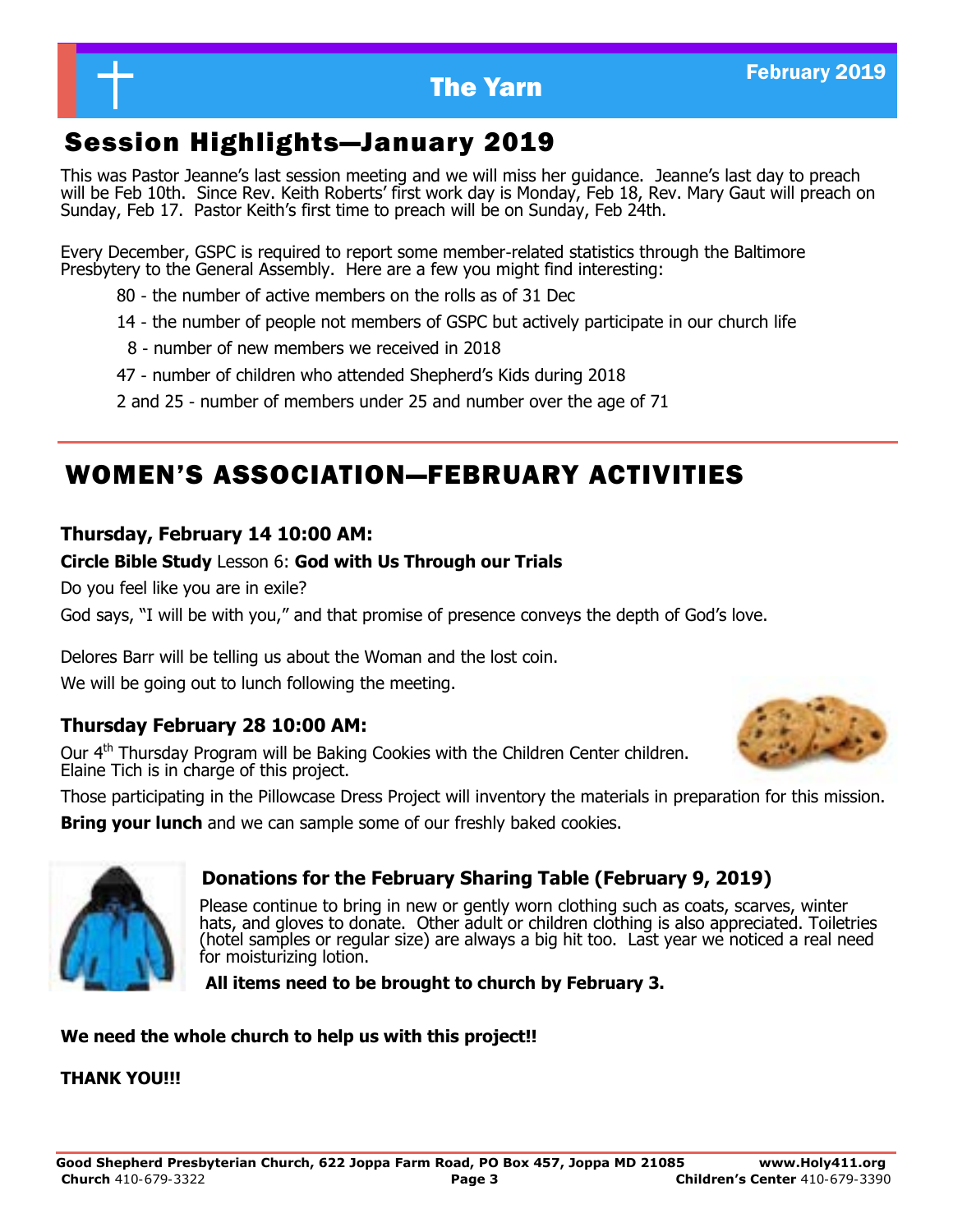## Session Highlights—January 2019

This was Pastor Jeanne's last session meeting and we will miss her guidance. Jeanne's last day to preach will be Feb 10th. Since Rev. Keith Roberts' first work day is Monday, Feb 18, Rev. Mary Gaut will preach on Sunday, Feb 17. Pastor Keith's first time to preach will be on Sunday, Feb 24th.

Every December, GSPC is required to report some member-related statistics through the Baltimore Presbytery to the General Assembly. Here are a few you might find interesting:

- 80 - the number of active members on the rolls as of 31 Dec
- 14 - the number of people not members of GSPC but actively participate in our church life
- 8 - number of new members we received in 2018
- 47 - number of children who attended Shepherd's Kids during 2018
- 2 and 25 - number of members under 25 and number over the age of 71

## WOMEN'S ASSOCIATION—FEBRUARY ACTIVITIES

### Thursday, February 14 10:00 AM:

**Circle Bible Study** Lesson 6: **God with Us Through our Trials**

Do you feel like you are in exile?

God says, "I will be with you," and that promise of presence conveys the depth of God's love.

Delores Barr will be telling us about the Woman and the lost coin.

We will be going out to lunch following the meeting.

### Thursday February 28 10:00 AM:

Our 4th Thursday Program will be Baking Cookies with the Children Center children. Elaine Tich is in charge of this project.

Those participating in the Pillowcase Dress Project will inventory the materials in preparation for this mission.

**Bring your lunch** and we can sample some of our freshly baked cookies.

### Donations for the February Sharing Table (February 9, 2019)

Please continue to bring in new or gently worn clothing such as coats, scarves, winter hats, and gloves to donate. Other adult or children clothing is also appreciated. Toiletries (hotel samples or regular size) are always a big hit too. Last year we noticed a real need for moisturizing lotion.

**All items need to be brought to church by February 3.**

**We need the whole church to help us with this project!!**

**THANK YOU!!!**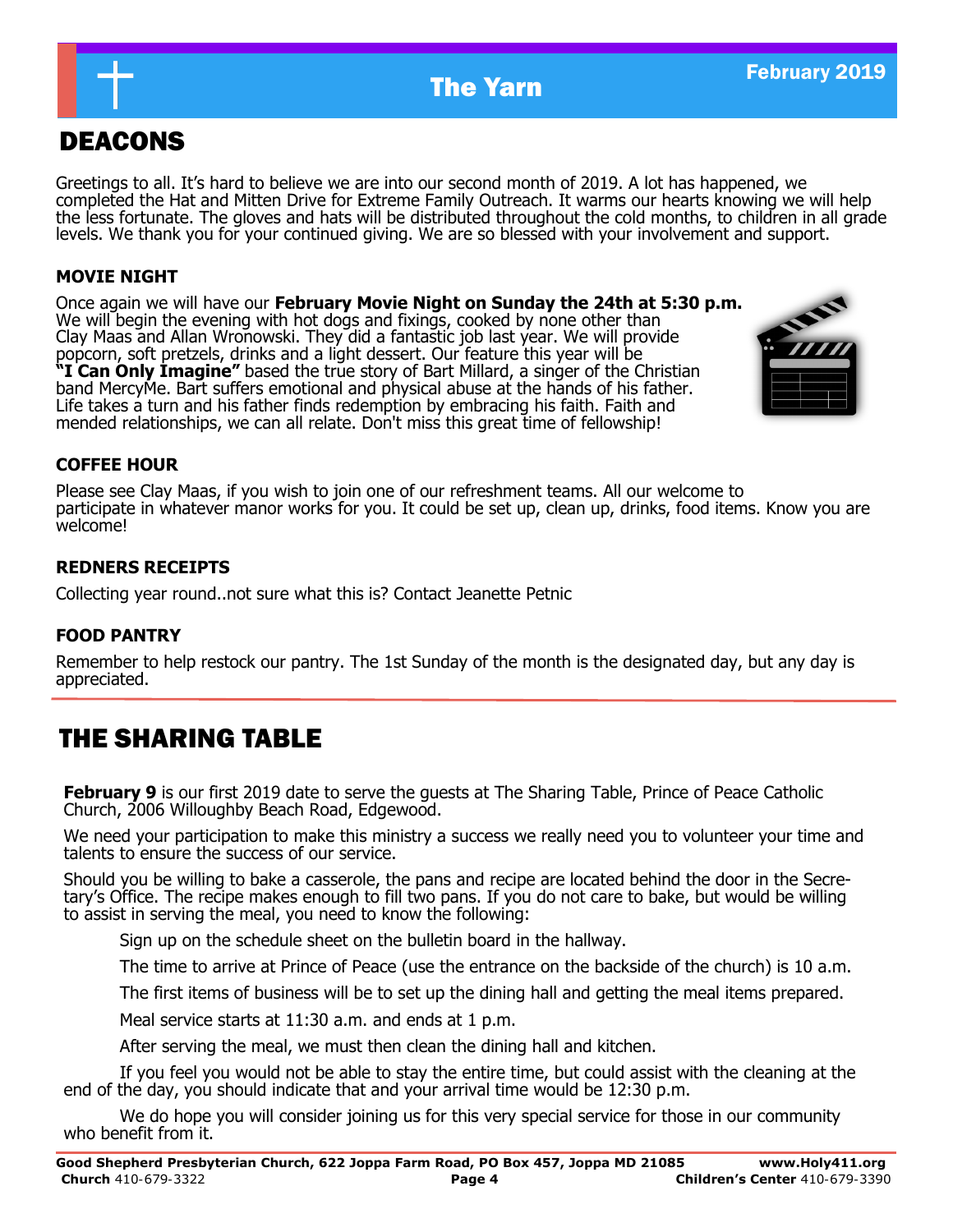## DEACONS

Greetings to all. It's hard to believe we are into our second month of 2019. A lot has happened, we completed the Hat and Mitten Drive for Extreme Family Outreach. It warms our hearts knowing we will help the less fortunate. The gloves and hats will be distributed throughout the cold months, to children in all grade levels. We thank you for your continued giving. We are so blessed with your involvement and support.

### MOVIE NIGHT

Once again we will have our **February Movie Night on Sunday the 24th at 5:30 p.m.** We will begin the evening with hot dogs and fixings, cooked by none other than Clay Maas and Allan Wronowski. They did a fantastic job last year. We will provide popcorn, soft pretzels, drinks and a light dessert. Our feature this year will be **"I Can Only Imagine"** based the true story of Bart Millard, a singer of the Christian band MercyMe. Bart suffers emotional and physical abuse at the hands of his father. Life takes a turn and his father finds redemption by embracing his faith. Faith and mended relationships, we can all relate. Don't miss this great time of fellowship!

### COFFEE HOUR

Please see Clay Maas, if you wish to join one of our refreshment teams. All our welcome to participate in whatever manor works for you. It could be set up, clean up, drinks, food items. Know you are welcome!

### REDNERS RECEIPTS

Collecting year round..not sure what this is? Contact Jeanette Petnic

### FOOD PANTRY

Remember to help restock our pantry. The 1st Sunday of the month is the designated day, but any day is appreciated.

## THE SHARING TABLE

**February 9** is our first 2019 date to serve the guests at The Sharing Table, Prince of Peace Catholic Church, 2006 Willoughby Beach Road, Edgewood.

We need your participation to make this ministry a success we really need you to volunteer your time and talents to ensure the success of our service.

Should you be willing to bake a casserole, the pans and recipe are located behind the door in the Secretary's Office. The recipe makes enough to fill two pans. If you do not care to bake, but would be willing to assist in serving the meal, you need to know the following:

Sign up on the schedule sheet on the bulletin board in the hallway.

The time to arrive at Prince of Peace (use the entrance on the backside of the church) is 10 a.m.

The first items of business will be to set up the dining hall and getting the meal items prepared.

Meal service starts at 11:30 a.m. and ends at 1 p.m.

After serving the meal, we must then clean the dining hall and kitchen.

If you feel you would not be able to stay the entire time, but could assist with the cleaning at the end of the day, you should indicate that and your arrival time would be 12:30 p.m.

We do hope you will consider joining us for this very special service for those in our community who benefit from it.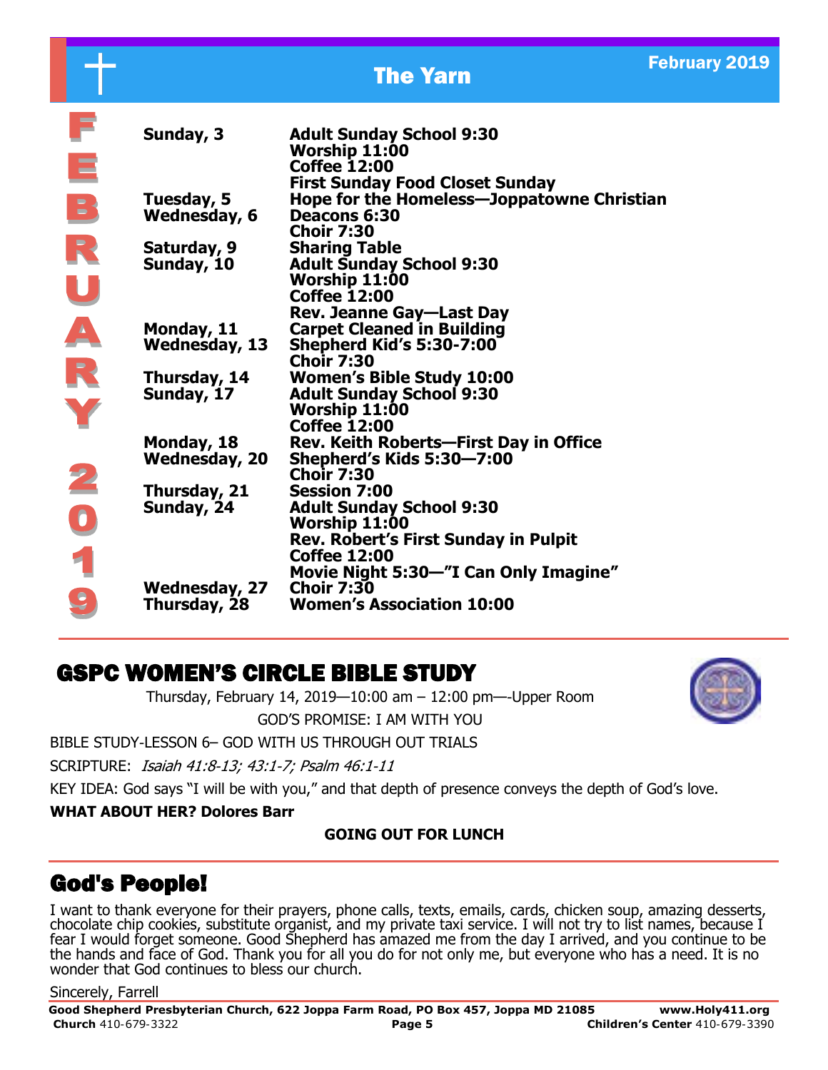# FEBRUARY 2019

| | |
|---|---|
| **Sunday, 3** | **Adult Sunday School 9:30** |
| | **Worship 11:00** |
| | **Coffee 12:00** |
| | **First Sunday Food Closet Sunday** |
| **Tuesday, 5** | **Hope for the Homeless—Joppatowne Christian** |
| **Wednesday, 6** | **Deacons 6:30** |
| | **Choir 7:30** |
| **Saturday, 9** | **Sharing Table** |
| **Sunday, 10** | **Adult Sunday School 9:30** |
| | **Worship 11:00** |
| | **Coffee 12:00** |
| | **Rev. Jeanne Gay—Last Day** |
| **Monday, 11** | **Carpet Cleaned in Building** |
| **Wednesday, 13** | **Shepherd Kid's 5:30-7:00** |
| | **Choir 7:30** |
| **Thursday, 14** | **Women's Bible Study 10:00** |
| **Sunday, 17** | **Adult Sunday School 9:30** |
| | **Worship 11:00** |
| | **Coffee 12:00** |
| **Monday, 18** | **Rev. Keith Roberts—First Day in Office** |
| **Wednesday, 20** | **Shepherd's Kids 5:30—7:00** |
| | **Choir 7:30** |
| **Thursday, 21** | **Session 7:00** |
| **Sunday, 24** | **Adult Sunday School 9:30** |
| | **Worship 11:00** |
| | **Rev. Robert's First Sunday in Pulpit** |
| | **Coffee 12:00** |
| | **Movie Night 5:30—"I Can Only Imagine"** |
| **Wednesday, 27** | **Choir 7:30** |
| **Thursday, 28** | **Women's Association 10:00** |

## GSPC WOMEN'S CIRCLE BIBLE STUDY

Thursday, February 14, 2019—10:00 am – 12:00 pm—-Upper Room

GOD'S PROMISE: I AM WITH YOU

BIBLE STUDY-LESSON 6– GOD WITH US THROUGH OUT TRIALS

SCRIPTURE: *Isaiah 41:8-13; 43:1-7; Psalm 46:1-11*

KEY IDEA: God says "I will be with you," and that depth of presence conveys the depth of God's love.

**WHAT ABOUT HER? Dolores Barr**

**GOING OUT FOR LUNCH**

## God's People!

I want to thank everyone for their prayers, phone calls, texts, emails, cards, chicken soup, amazing desserts, chocolate chip cookies, substitute organist, and my private taxi service. I will not try to list names, because I fear I would forget someone. Good Shepherd has amazed me from the day I arrived, and you continue to be the hands and face of God. Thank you for all you do for not only me, but everyone who has a need. It is no wonder that God continues to bless our church.

Sincerely, Farrell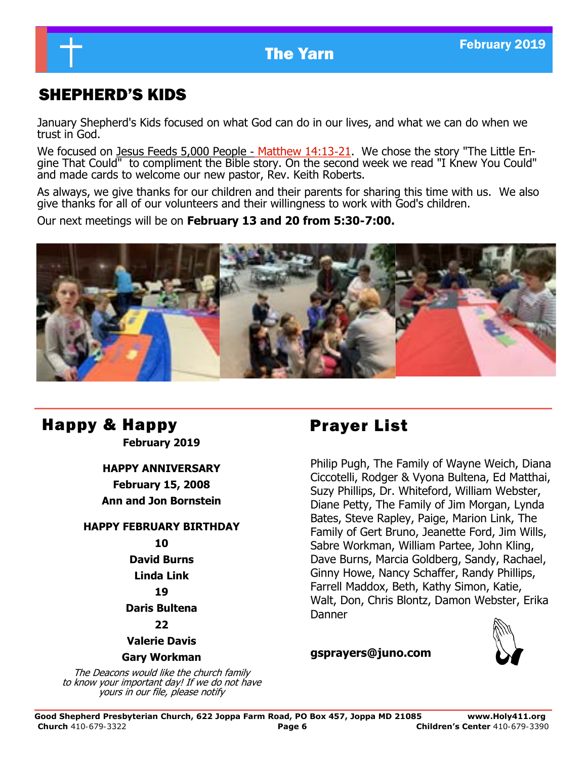## SHEPHERD'S KIDS

January Shepherd's Kids focused on what God can do in our lives, and what we can do when we trust in God.

We focused on Jesus Feeds 5,000 People - Matthew 14:13-21. We chose the story "The Little Engine That Could" to compliment the Bible story. On the second week we read "I Knew You Could" and made cards to welcome our new pastor, Rev. Keith Roberts.

As always, we give thanks for our children and their parents for sharing this time with us. We also give thanks for all of our volunteers and their willingness to work with God's children.

Our next meetings will be on **February 13 and 20 from 5:30-7:00.**

## Happy & Happy

**February 2019**

**HAPPY ANNIVERSARY**

**February 15, 2008**

**Ann and Jon Bornstein**

**HAPPY FEBRUARY BIRTHDAY**

**10**

**David Burns**

**Linda Link**

**19**

**Daris Bultena**

**22**

**Valerie Davis**

**Gary Workman**

*The Deacons would like the church family to know your important day! If we do not have yours in our file, please notify*

## Prayer List

Philip Pugh, The Family of Wayne Weich, Diana Ciccotelli, Rodger & Vyona Bultena, Ed Matthai, Suzy Phillips, Dr. Whiteford, William Webster, Diane Petty, The Family of Jim Morgan, Lynda Bates, Steve Rapley, Paige, Marion Link, The Family of Gert Bruno, Jeanette Ford, Jim Wills, Sabre Workman, William Partee, John Kling, Dave Burns, Marcia Goldberg, Sandy, Rachael, Ginny Howe, Nancy Schaffer, Randy Phillips, Farrell Maddox, Beth, Kathy Simon, Katie, Walt, Don, Chris Blontz, Damon Webster, Erika Danner

**gsprayers@juno.com**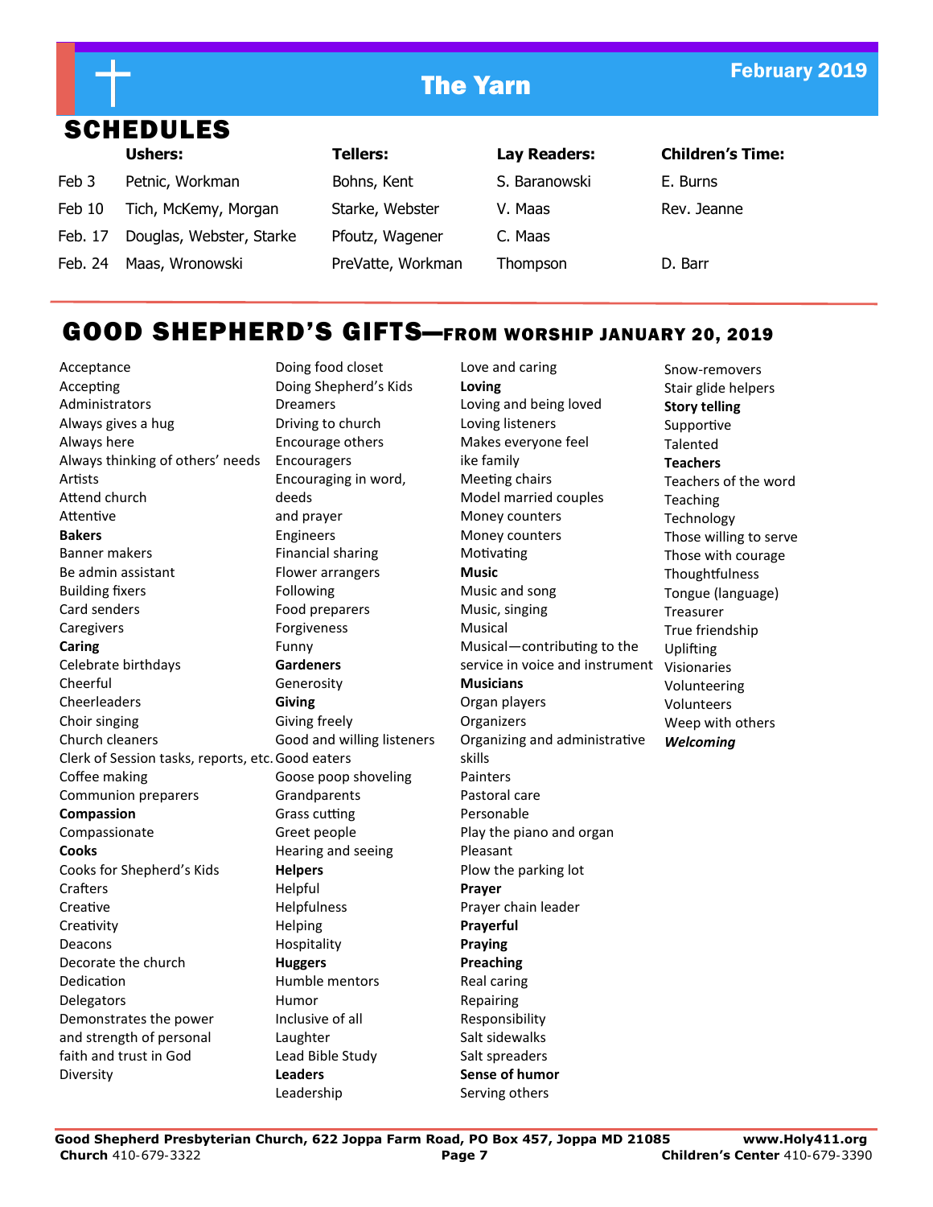# The Yarn

February 2019

## SCHEDULES

| | Ushers: | Tellers: | Lay Readers: | Children's Time: |
|---|---|---|---|---|
| Feb 3 | Petnic, Workman | Bohns, Kent | S. Baranowski | E. Burns |
| Feb 10 | Tich, McKemy, Morgan | Starke, Webster | V. Maas | Rev. Jeanne |
| Feb. 17 | Douglas, Webster, Starke | Pfoutz, Wagener | C. Maas | |
| Feb. 24 | Maas, Wronowski | PreVatte, Workman | Thompson | D. Barr |

## GOOD SHEPHERD'S GIFTS—FROM WORSHIP JANUARY 20, 2019

Acceptance
Accepting
Administrators
Always gives a hug
Always here
Always thinking of others' needs
Artists
Attend church
Attentive
**Bakers**
Banner makers
Be admin assistant
Building fixers
Card senders
Caregivers
**Caring**
Celebrate birthdays
Cheerful
Cheerleaders
Choir singing
Church cleaners
Clerk of Session tasks, reports, etc.
Coffee making
Communion preparers
**Compassion**
Compassionate
**Cooks**
Cooks for Shepherd's Kids
Crafters
Creative
Creativity
Deacons
Decorate the church
Dedication
Delegators
Demonstrates the power and strength of personal faith and trust in God
Diversity
Doing food closet
Doing Shepherd's Kids
Dreamers
Driving to church
Encourage others
Encouragers
Encouraging in word, deeds and prayer
Engineers
Financial sharing
Flower arrangers
Following
Food preparers
Forgiveness
Funny
**Gardeners**
Generosity
**Giving**
Giving freely
Good and willing listeners
Good eaters
Goose poop shoveling
Grandparents
Grass cutting
Greet people
Hearing and seeing
**Helpers**
Helpful
Helpfulness
Helping
Hospitality
**Huggers**
Humble mentors
Humor
Inclusive of all
Laughter
Lead Bible Study
**Leaders**
Leadership
Love and caring
**Loving**
Loving and being loved
Loving listeners
Makes everyone feel ike family
Meeting chairs
Model married couples
Money counters
Money counters
Motivating
**Music**
Music and song
Music, singing
Musical
Musical—contributing to the service in voice and instrument
**Musicians**
Organ players
Organizers
Organizing and administrative skills
Painters
Pastoral care
Personable
Play the piano and organ
Pleasant
Plow the parking lot
**Prayer**
Prayer chain leader
**Prayerful**
**Praying**
**Preaching**
Real caring
Repairing
Responsibility
Salt sidewalks
Salt spreaders
**Sense of humor**
Serving others
Snow-removers
Stair glide helpers
**Story telling**
Supportive
Talented
**Teachers**
Teachers of the word
Teaching
Technology
Those willing to serve
Those with courage
Thoughtfulness
Tongue (language)
Treasurer
True friendship
Uplifting
Visionaries
Volunteering
Volunteers
Weep with others
***Welcoming***

Good Shepherd Presbyterian Church, 622 Joppa Farm Road, PO Box 457, Joppa MD 21085 www.Holy411.org
**Church** 410-679-3322 **Children's Center** 410-679-3390